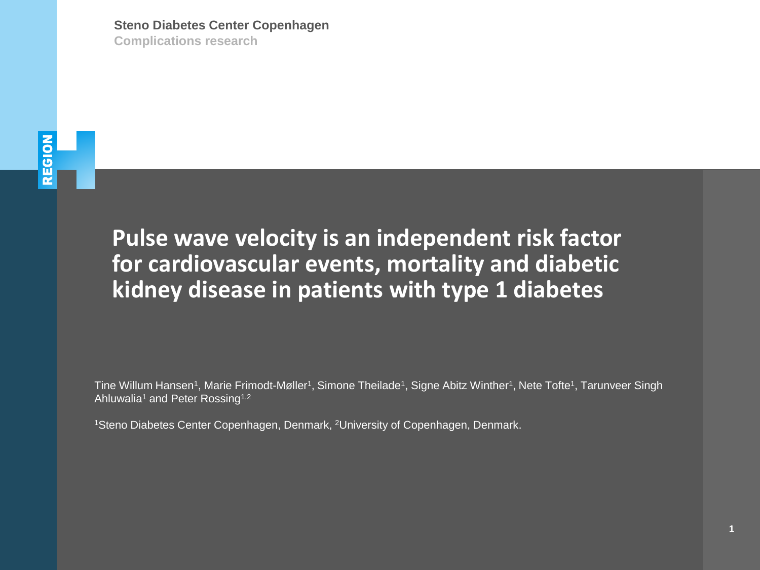Steno Diabetes Center Copenhagen

Complications research

# Pulse wave velocity is an independent risk factor for cardiovascular events, mortality and diabetic kidney disease in patients with type 1 diabetes

Tine Willum Hansen[1], Marie Frimodt-Møller[1], Simone Theilade[1], Signe Abitz Winther[1], Nete Tofte[1], Tarunveer Singh Ahluwalia[1] and Peter Rossing[1,2]

[1]Steno Diabetes Center Copenhagen, Denmark, [2]University of Copenhagen, Denmark.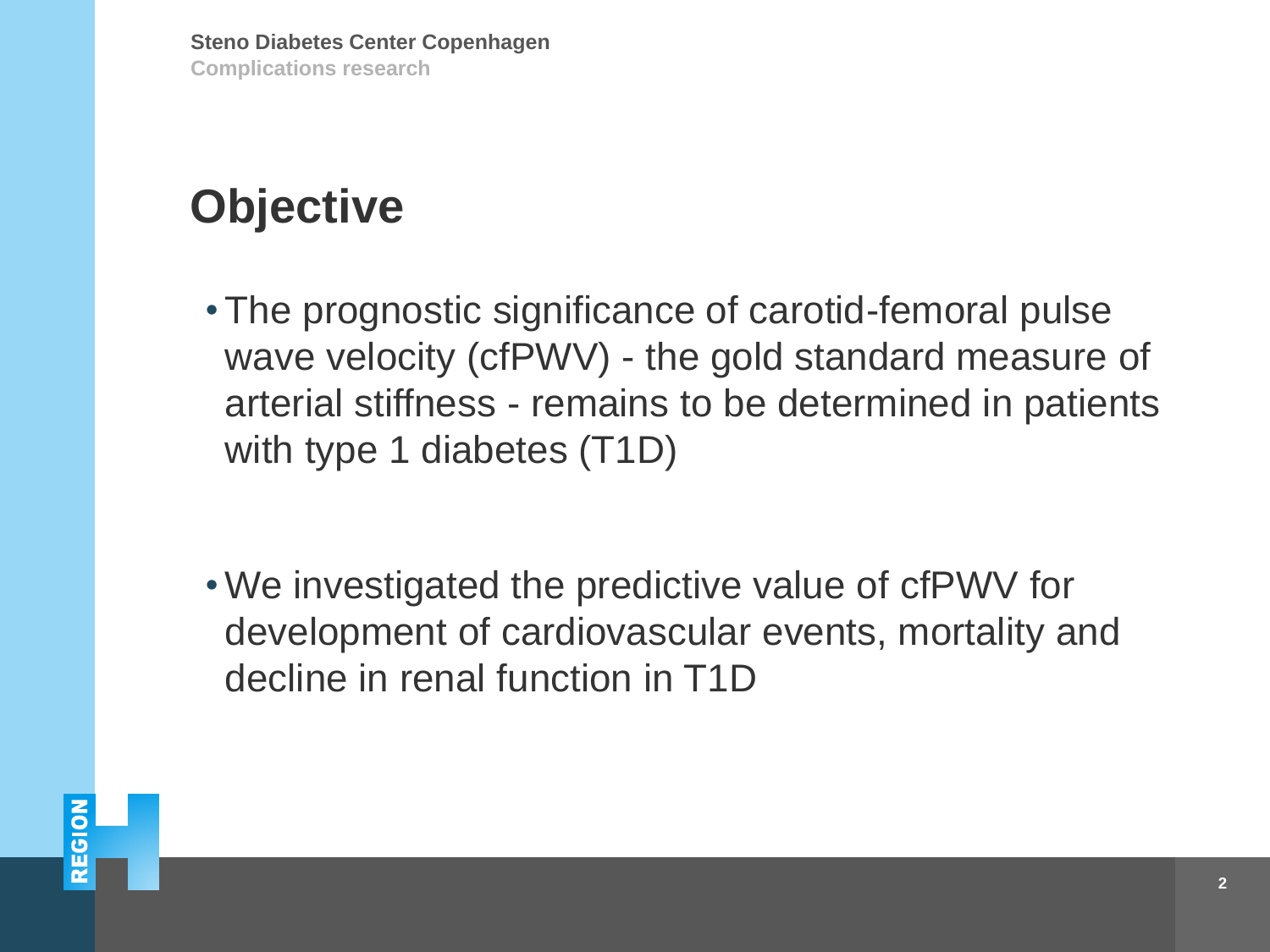# Objective

- The prognostic significance of carotid-femoral pulse wave velocity (cfPWV) - the gold standard measure of arterial stiffness - remains to be determined in patients with type 1 diabetes (T1D)

- We investigated the predictive value of cfPWV for development of cardiovascular events, mortality and decline in renal function in T1D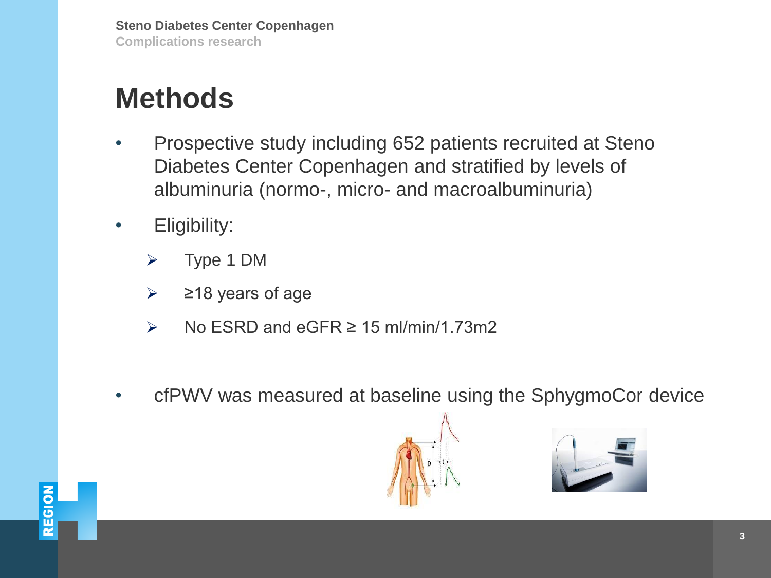# Methods

- Prospective study including 652 patients recruited at Steno Diabetes Center Copenhagen and stratified by levels of albuminuria (normo-, micro- and macroalbuminuria)
- Eligibility:
  - Type 1 DM
  - ≥18 years of age
  - No ESRD and eGFR ≥ 15 ml/min/1.73m2
- cfPWV was measured at baseline using the SphygmoCor device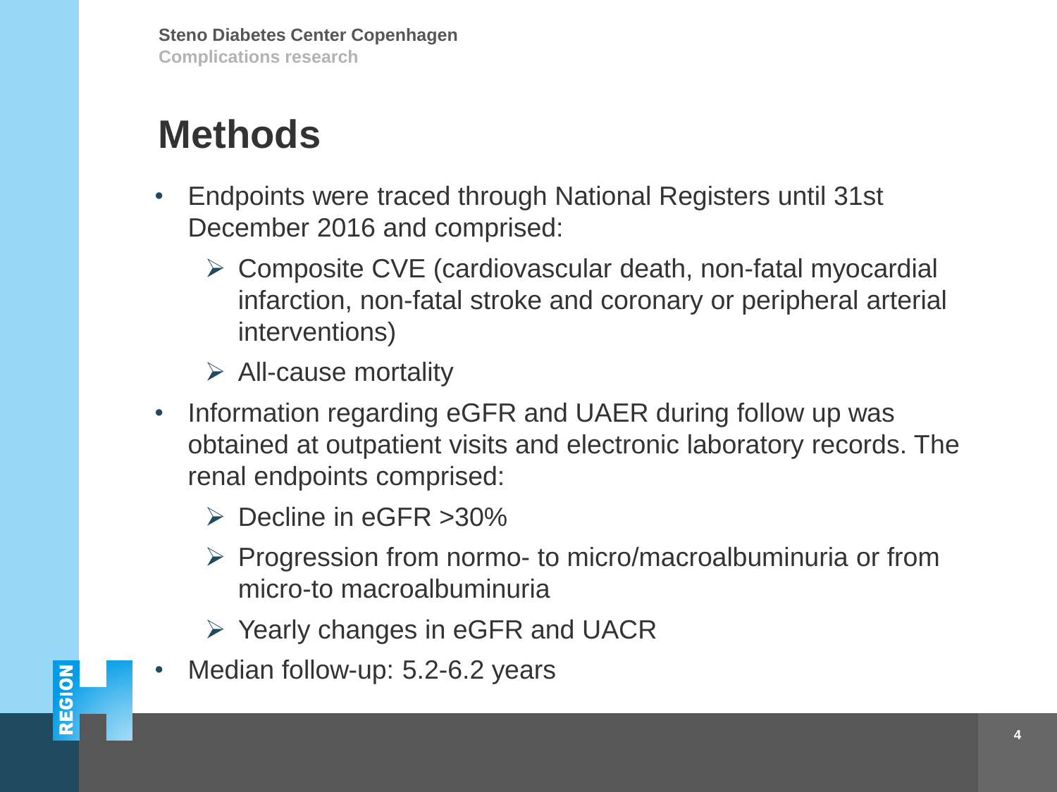# Methods

- Endpoints were traced through National Registers until 31st December 2016 and comprised:
  - Composite CVE (cardiovascular death, non-fatal myocardial infarction, non-fatal stroke and coronary or peripheral arterial interventions)
  - All-cause mortality
- Information regarding eGFR and UAER during follow up was obtained at outpatient visits and electronic laboratory records. The renal endpoints comprised:
  - Decline in eGFR >30%
  - Progression from normo- to micro/macroalbuminuria or from micro-to macroalbuminuria
  - Yearly changes in eGFR and UACR
- Median follow-up: 5.2-6.2 years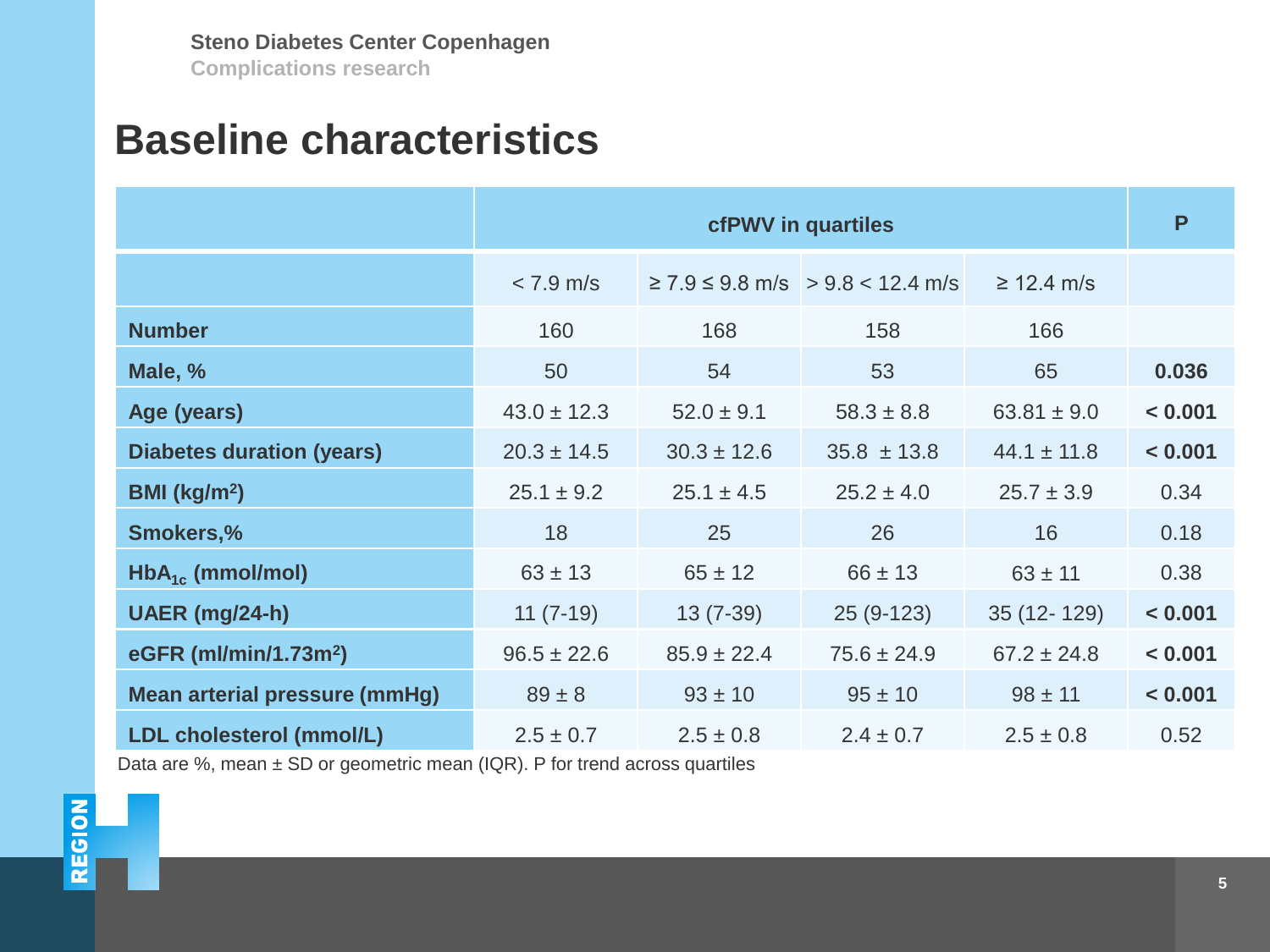Steno Diabetes Center Copenhagen

Complications research

# Baseline characteristics

| | cfPWV in quartiles | | | | P |
|---|---|---|---|---|---|
| | < 7.9 m/s | ≥ 7.9 ≤ 9.8 m/s | > 9.8 < 12.4 m/s | ≥ 12.4 m/s | |
| **Number** | 160 | 168 | 158 | 166 | |
| **Male, %** | 50 | 54 | 53 | 65 | **0.036** |
| **Age (years)** | 43.0 ± 12.3 | 52.0 ± 9.1 | 58.3 ± 8.8 | 63.81 ± 9.0 | **< 0.001** |
| **Diabetes duration (years)** | 20.3 ± 14.5 | 30.3 ± 12.6 | 35.8 ± 13.8 | 44.1 ± 11.8 | **< 0.001** |
| **BMI (kg/m²)** | 25.1 ± 9.2 | 25.1 ± 4.5 | 25.2 ± 4.0 | 25.7 ± 3.9 | 0.34 |
| **Smokers,%** | 18 | 25 | 26 | 16 | 0.18 |
| **$HbA_{1c}$ (mmol/mol)** | 63 ± 13 | 65 ± 12 | 66 ± 13 | 63 ± 11 | 0.38 |
| **UAER (mg/24-h)** | 11 (7-19) | 13 (7-39) | 25 (9-123) | 35 (12- 129) | **< 0.001** |
| **eGFR (ml/min/1.73m²)** | 96.5 ± 22.6 | 85.9 ± 22.4 | 75.6 ± 24.9 | 67.2 ± 24.8 | **< 0.001** |
| **Mean arterial pressure (mmHg)** | 89 ± 8 | 93 ± 10 | 95 ± 10 | 98 ± 11 | **< 0.001** |
| **LDL cholesterol (mmol/L)** | 2.5 ± 0.7 | 2.5 ± 0.8 | 2.4 ± 0.7 | 2.5 ± 0.8 | 0.52 |

Data are %, mean ± SD or geometric mean (IQR). P for trend across quartiles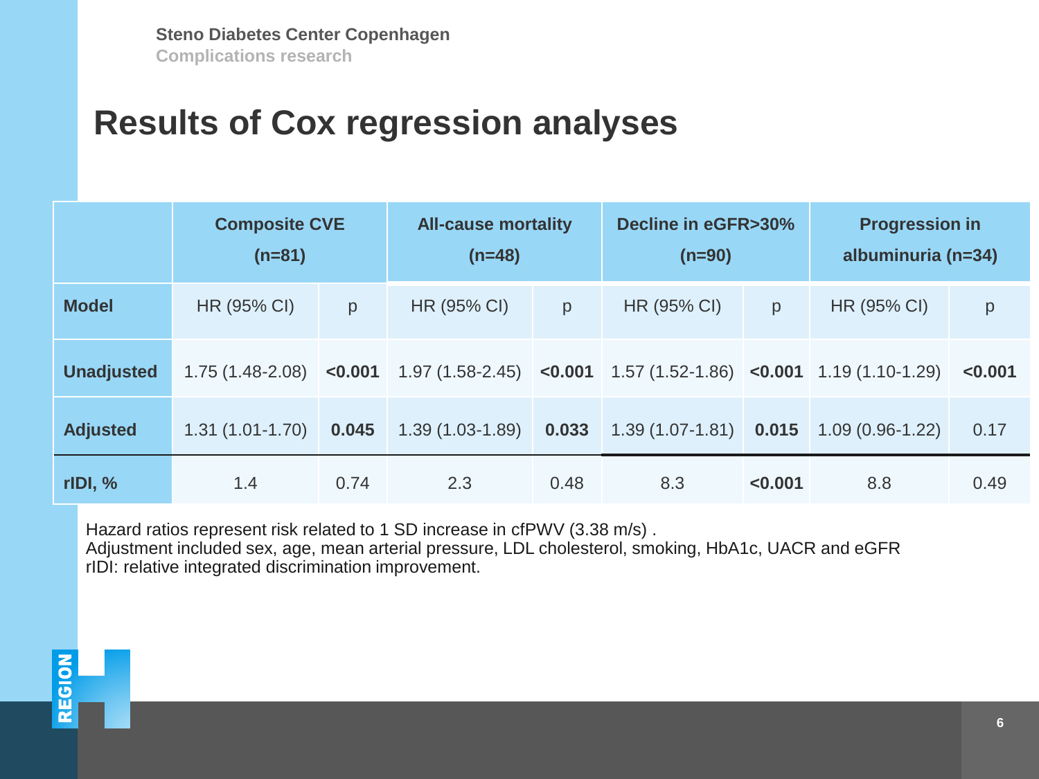Steno Diabetes Center Copenhagen
Complications research

# Results of Cox regression analyses

| | Composite CVE (n=81) | | All-cause mortality (n=48) | | Decline in eGFR>30% (n=90) | | Progression in albuminuria (n=34) | |
|---|---|---|---|---|---|---|---|---|
| **Model** | HR (95% CI) | p | HR (95% CI) | p | HR (95% CI) | p | HR (95% CI) | p |
| **Unadjusted** | 1.75 (1.48-2.08) | **<0.001** | 1.97 (1.58-2.45) | **<0.001** | 1.57 (1.52-1.86) | **<0.001** | 1.19 (1.10-1.29) | **<0.001** |
| **Adjusted** | 1.31 (1.01-1.70) | **0.045** | 1.39 (1.03-1.89) | **0.033** | 1.39 (1.07-1.81) | **0.015** | 1.09 (0.96-1.22) | 0.17 |
| **rIDI, %** | 1.4 | 0.74 | 2.3 | 0.48 | 8.3 | **<0.001** | 8.8 | 0.49 |

Hazard ratios represent risk related to 1 SD increase in cfPWV (3.38 m/s) .
Adjustment included sex, age, mean arterial pressure, LDL cholesterol, smoking, HbA1c, UACR and eGFR
rIDI: relative integrated discrimination improvement.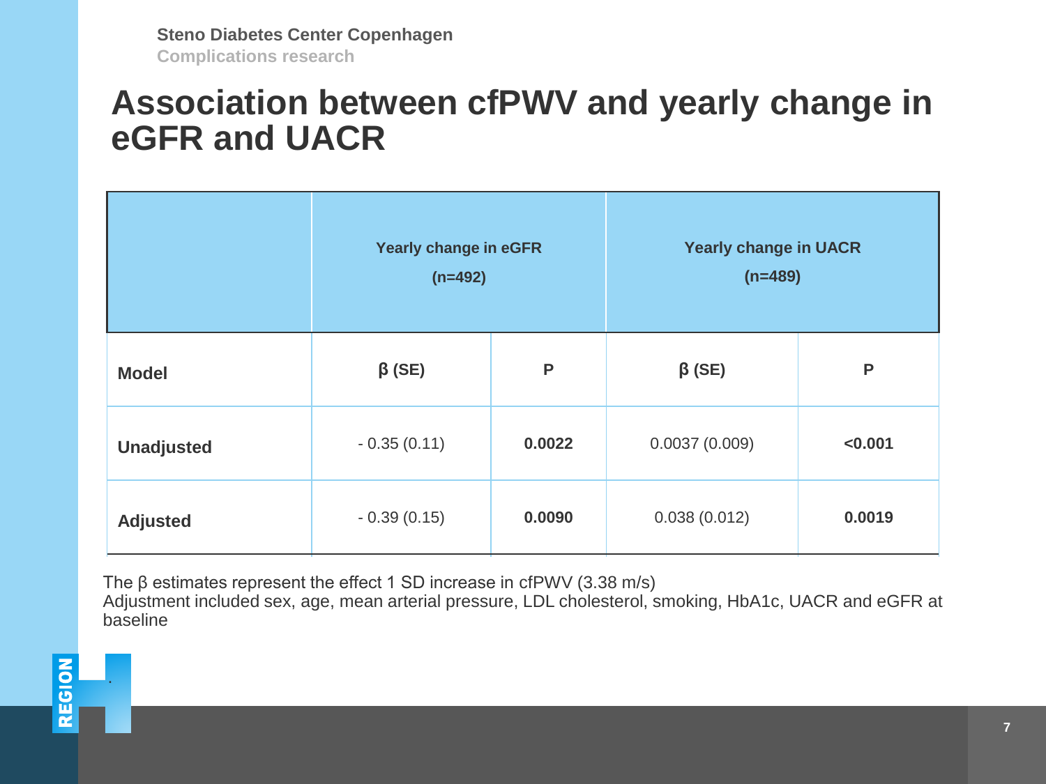Steno Diabetes Center Copenhagen
Complications research

# Association between cfPWV and yearly change in eGFR and UACR

| | Yearly change in eGFR (n=492) | | Yearly change in UACR (n=489) | |
|---|---|---|---|---|
| **Model** | **β (SE)** | **P** | **β (SE)** | **P** |
| **Unadjusted** | - 0.35 (0.11) | **0.0022** | 0.0037 (0.009) | **<0.001** |
| **Adjusted** | - 0.39 (0.15) | **0.0090** | 0.038 (0.012) | **0.0019** |

The β estimates represent the effect 1 SD increase in cfPWV (3.38 m/s)
Adjustment included sex, age, mean arterial pressure, LDL cholesterol, smoking, HbA1c, UACR and eGFR at baseline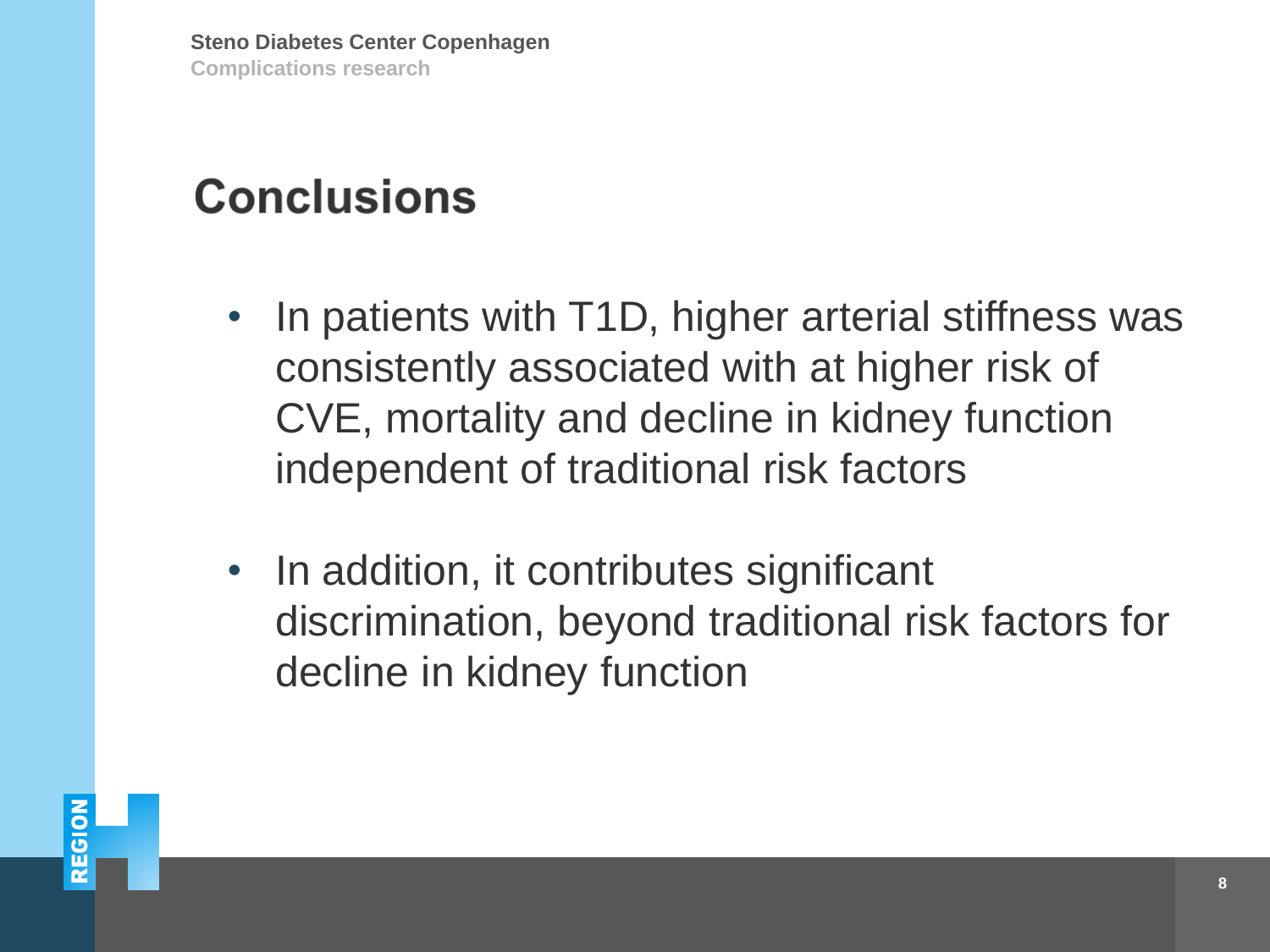Steno Diabetes Center Copenhagen

Complications research

# Conclusions

- In patients with T1D, higher arterial stiffness was consistently associated with at higher risk of CVE, mortality and decline in kidney function independent of traditional risk factors
- In addition, it contributes significant discrimination, beyond traditional risk factors for decline in kidney function